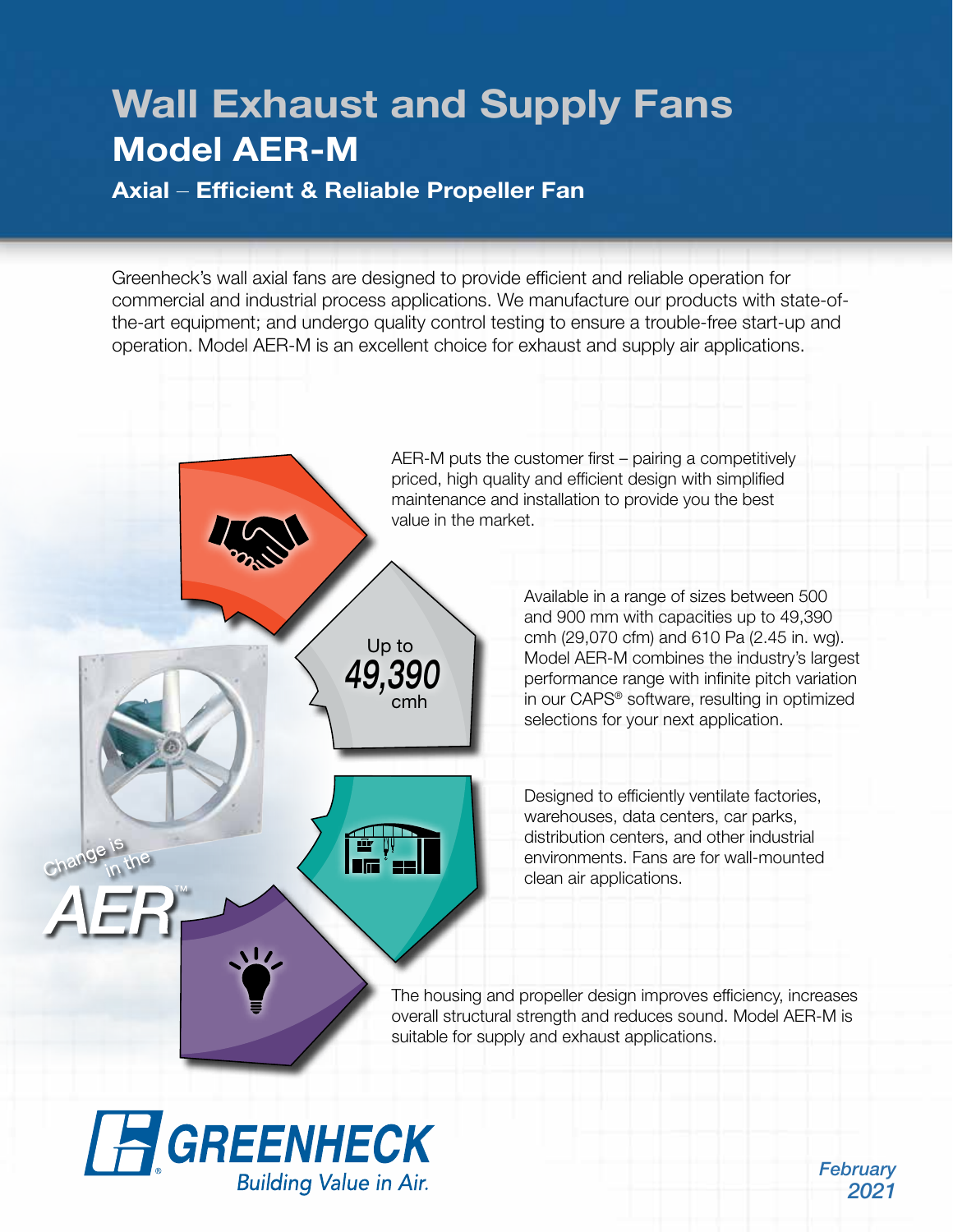# Wall Exhaust and Supply Fans

## Model AER-M

### Axial – Efficient & Reliable Propeller Fan

Greenheck's wall axial fans are designed to provide efficient and reliable operation for commercial and industrial process applications. We manufacture our products with state-of-the-art equipment; and undergo quality control testing to ensure a trouble-free start-up and operation. Model AER-M is an excellent choice for exhaust and supply air applications.

AER-M puts the customer first – pairing a competitively priced, high quality and efficient design with simplified maintenance and installation to provide you the best value in the market.

Up to **49,390** cmh

Available in a range of sizes between 500 and 900 mm with capacities up to 49,390 cmh (29,070 cfm) and 610 Pa (2.45 in. wg). Model AER-M combines the industry's largest performance range with infinite pitch variation in our CAPS® software, resulting in optimized selections for your next application.

Designed to efficiently ventilate factories, warehouses, data centers, car parks, distribution centers, and other industrial environments. Fans are for wall-mounted clean air applications.

The housing and propeller design improves efficiency, increases overall structural strength and reduces sound. Model AER-M is suitable for supply and exhaust applications.

Change is in the *AER*™

GREENHECK
*Building Value in Air.*

*February 2021*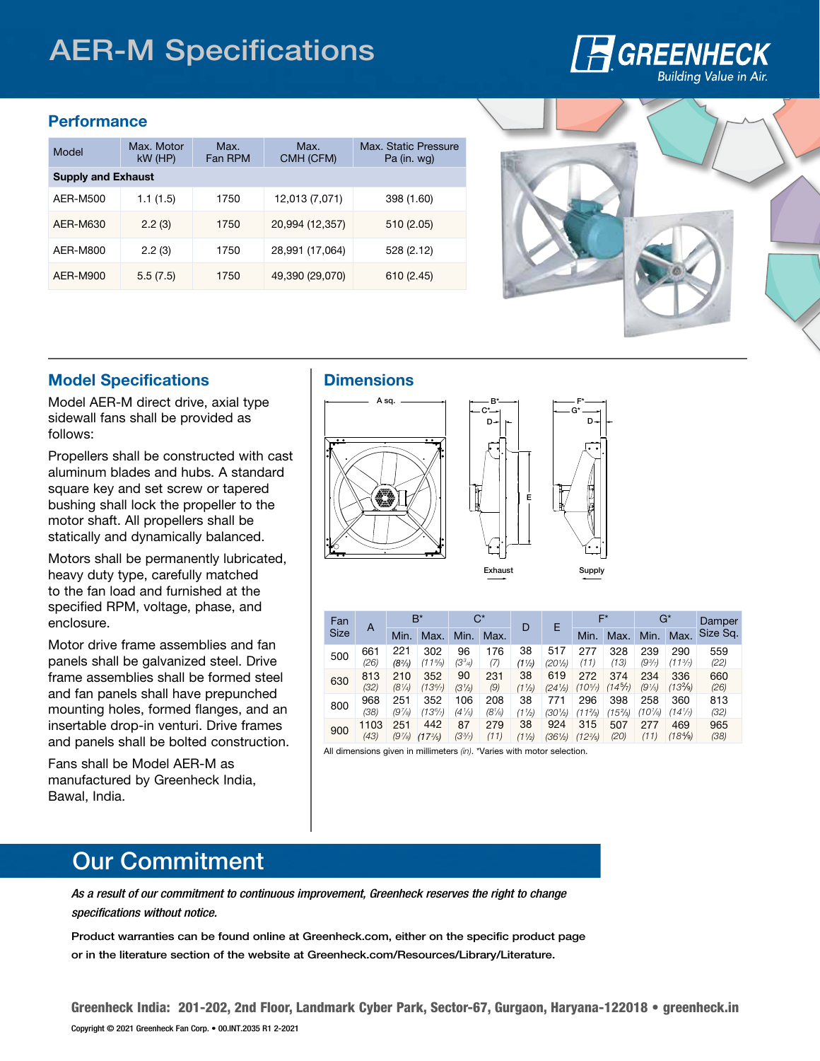# AER-M Specifications

## Performance

| Model | Max. Motor kW (HP) | Max. Fan RPM | Max. CMH (CFM) | Max. Static Pressure Pa (in. wg) |
|---|---|---|---|---|
| **Supply and Exhaust** | | | | |
| AER-M500 | 1.1 (1.5) | 1750 | 12,013 (7,071) | 398 (1.60) |
| AER-M630 | 2.2 (3) | 1750 | 20,994 (12,357) | 510 (2.05) |
| AER-M800 | 2.2 (3) | 1750 | 28,991 (17,064) | 528 (2.12) |
| AER-M900 | 5.5 (7.5) | 1750 | 49,390 (29,070) | 610 (2.45) |

## Model Specifications

Model AER-M direct drive, axial type sidewall fans shall be provided as follows:

Propellers shall be constructed with cast aluminum blades and hubs. A standard square key and set screw or tapered bushing shall lock the propeller to the motor shaft. All propellers shall be statically and dynamically balanced.

Motors shall be permanently lubricated, heavy duty type, carefully matched to the fan load and furnished at the specified RPM, voltage, phase, and enclosure.

Motor drive frame assemblies and fan panels shall be galvanized steel. Drive frame assemblies shall be formed steel and fan panels shall have prepunched mounting holes, formed flanges, and an insertable drop-in venturi. Drive frames and panels shall be bolted construction.

Fans shall be Model AER-M as manufactured by Greenheck India, Bawal, India.

## Dimensions

A sq.
B*
C*
D
E
F*
G*
Exhaust
Supply

| Fan Size | A | B* | | C* | | D | E | F* | | G* | | Damper Size Sq. |
|---|---|---|---|---|---|---|---|---|---|---|---|---|
| | | Min. | Max. | Min. | Max. | | | Min. | Max. | Min. | Max. | |
| 500 | 661 *(26)* | 221 *(8¾)* | 302 *(11⅞)* | 96 *(3¾)* | 176 *(7)* | 38 *(1½)* | 517 *(20½)* | 277 *(11)* | 328 *(13)* | 239 *(9½)* | 290 *(11½)* | 559 *(22)* |
| 630 | 813 *(32)* | 210 *(8¼)* | 352 *(13⅞)* | 90 *(3½)* | 231 *(9)* | 38 *(1½)* | 619 *(24½)* | 272 *(10¾)* | 374 *(14¾)* | 234 *(9¼)* | 336 *(13¼)* | 660 *(26)* |
| 800 | 968 *(38)* | 251 *(9⅞)* | 352 *(13⅞)* | 106 *(4⅛)* | 208 *(8⅛)* | 38 *(1½)* | 771 *(30½)* | 296 *(11⅝)* | 398 *(15⅝)* | 258 *(10⅛)* | 360 *(14⅛)* | 813 *(32)* |
| 900 | 1103 *(43)* | 251 *(9⅞)* | 442 *(17⅜)* | 87 *(3½)* | 279 *(11)* | 38 *(1½)* | 924 *(36½)* | 315 *(12⅜)* | 507 *(20)* | 277 *(11)* | 469 *(18⅝)* | 965 *(38)* |

All dimensions given in millimeters *(in)*. *Varies with motor selection.

## Our Commitment

*As a result of our commitment to continuous improvement, Greenheck reserves the right to change specifications without notice.*

Product warranties can be found online at Greenheck.com, either on the specific product page or in the literature section of the website at Greenheck.com/Resources/Library/Literature.

**Greenheck India: 201-202, 2nd Floor, Landmark Cyber Park, Sector-67, Gurgaon, Haryana-122018 • greenheck.in**

Copyright © 2021 Greenheck Fan Corp. • 00.INT.2035 R1 2-2021